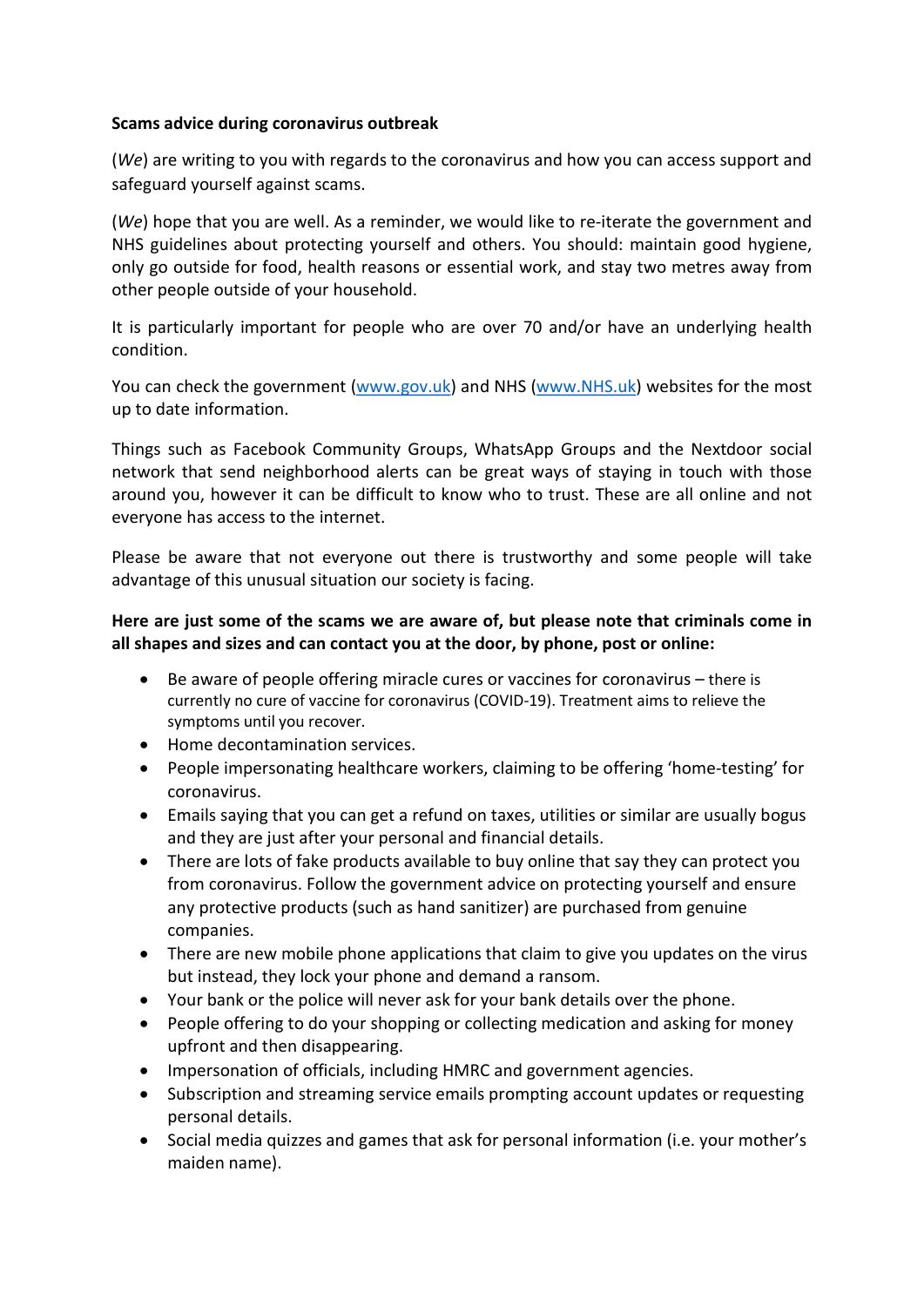**Scams advice during coronavirus outbreak**

(*We*) are writing to you with regards to the coronavirus and how you can access support and safeguard yourself against scams.

(*We*) hope that you are well. As a reminder, we would like to re-iterate the government and NHS guidelines about protecting yourself and others. You should: maintain good hygiene, only go outside for food, health reasons or essential work, and stay two metres away from other people outside of your household.

It is particularly important for people who are over 70 and/or have an underlying health condition.

You can check the government ([www.gov.uk](www.gov.uk)) and NHS ([www.NHS.uk](www.NHS.uk)) websites for the most up to date information.

Things such as Facebook Community Groups, WhatsApp Groups and the Nextdoor social network that send neighborhood alerts can be great ways of staying in touch with those around you, however it can be difficult to know who to trust. These are all online and not everyone has access to the internet.

Please be aware that not everyone out there is trustworthy and some people will take advantage of this unusual situation our society is facing.

**Here are just some of the scams we are aware of, but please note that criminals come in all shapes and sizes and can contact you at the door, by phone, post or online:**

- Be aware of people offering miracle cures or vaccines for coronavirus – there is currently no cure of vaccine for coronavirus (COVID-19). Treatment aims to relieve the symptoms until you recover.
- Home decontamination services.
- People impersonating healthcare workers, claiming to be offering 'home-testing' for coronavirus.
- Emails saying that you can get a refund on taxes, utilities or similar are usually bogus and they are just after your personal and financial details.
- There are lots of fake products available to buy online that say they can protect you from coronavirus. Follow the government advice on protecting yourself and ensure any protective products (such as hand sanitizer) are purchased from genuine companies.
- There are new mobile phone applications that claim to give you updates on the virus but instead, they lock your phone and demand a ransom.
- Your bank or the police will never ask for your bank details over the phone.
- People offering to do your shopping or collecting medication and asking for money upfront and then disappearing.
- Impersonation of officials, including HMRC and government agencies.
- Subscription and streaming service emails prompting account updates or requesting personal details.
- Social media quizzes and games that ask for personal information (i.e. your mother's maiden name).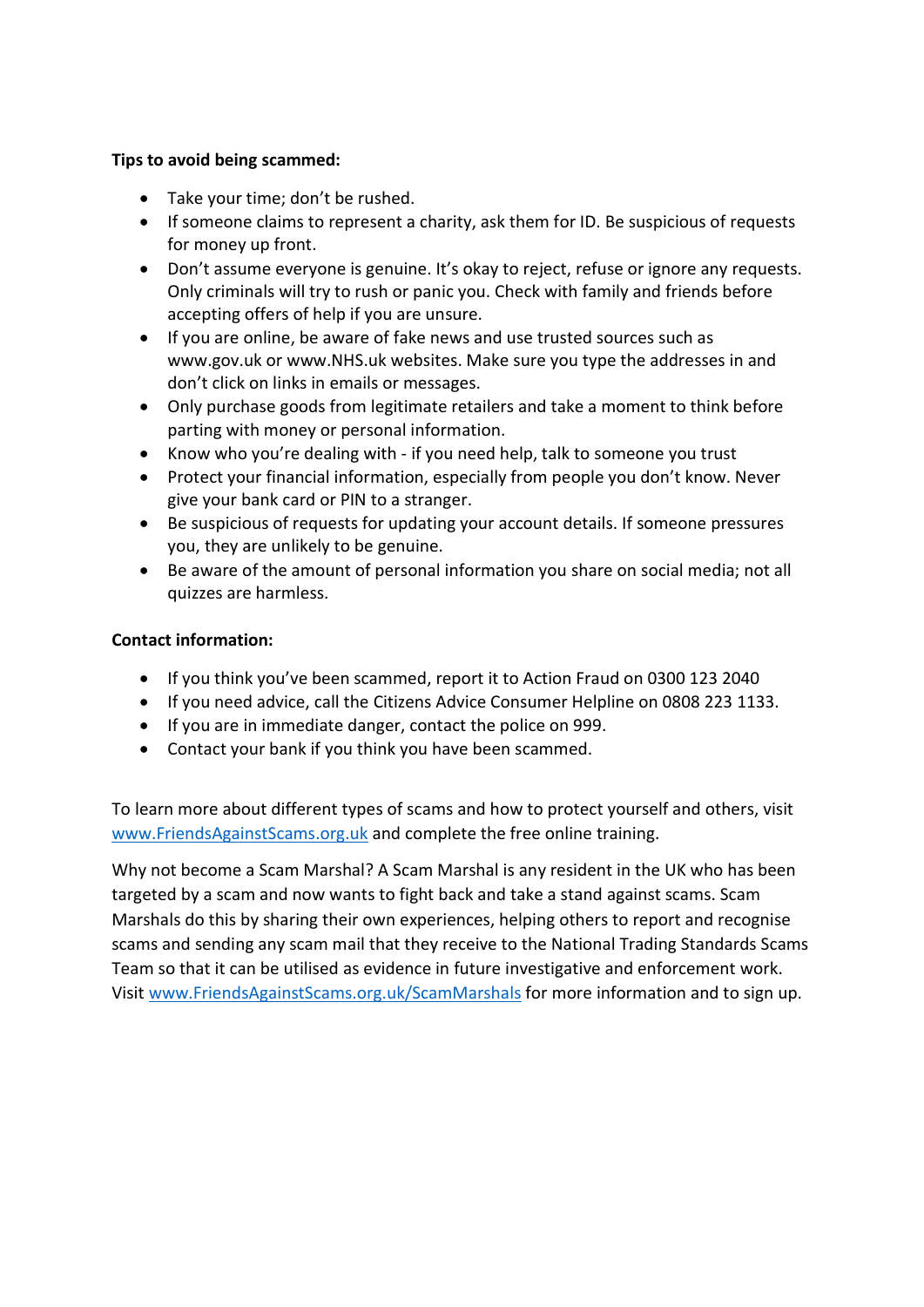**Tips to avoid being scammed:**

- Take your time; don't be rushed.
- If someone claims to represent a charity, ask them for ID. Be suspicious of requests for money up front.
- Don't assume everyone is genuine. It's okay to reject, refuse or ignore any requests. Only criminals will try to rush or panic you. Check with family and friends before accepting offers of help if you are unsure.
- If you are online, be aware of fake news and use trusted sources such as www.gov.uk or www.NHS.uk websites. Make sure you type the addresses in and don't click on links in emails or messages.
- Only purchase goods from legitimate retailers and take a moment to think before parting with money or personal information.
- Know who you're dealing with - if you need help, talk to someone you trust
- Protect your financial information, especially from people you don't know. Never give your bank card or PIN to a stranger.
- Be suspicious of requests for updating your account details. If someone pressures you, they are unlikely to be genuine.
- Be aware of the amount of personal information you share on social media; not all quizzes are harmless.

**Contact information:**

- If you think you've been scammed, report it to Action Fraud on 0300 123 2040
- If you need advice, call the Citizens Advice Consumer Helpline on 0808 223 1133.
- If you are in immediate danger, contact the police on 999.
- Contact your bank if you think you have been scammed.

To learn more about different types of scams and how to protect yourself and others, visit [www.FriendsAgainstScams.org.uk](http://www.FriendsAgainstScams.org.uk) and complete the free online training.

Why not become a Scam Marshal? A Scam Marshal is any resident in the UK who has been targeted by a scam and now wants to fight back and take a stand against scams. Scam Marshals do this by sharing their own experiences, helping others to report and recognise scams and sending any scam mail that they receive to the National Trading Standards Scams Team so that it can be utilised as evidence in future investigative and enforcement work. Visit [www.FriendsAgainstScams.org.uk/ScamMarshals](http://www.FriendsAgainstScams.org.uk/ScamMarshals) for more information and to sign up.